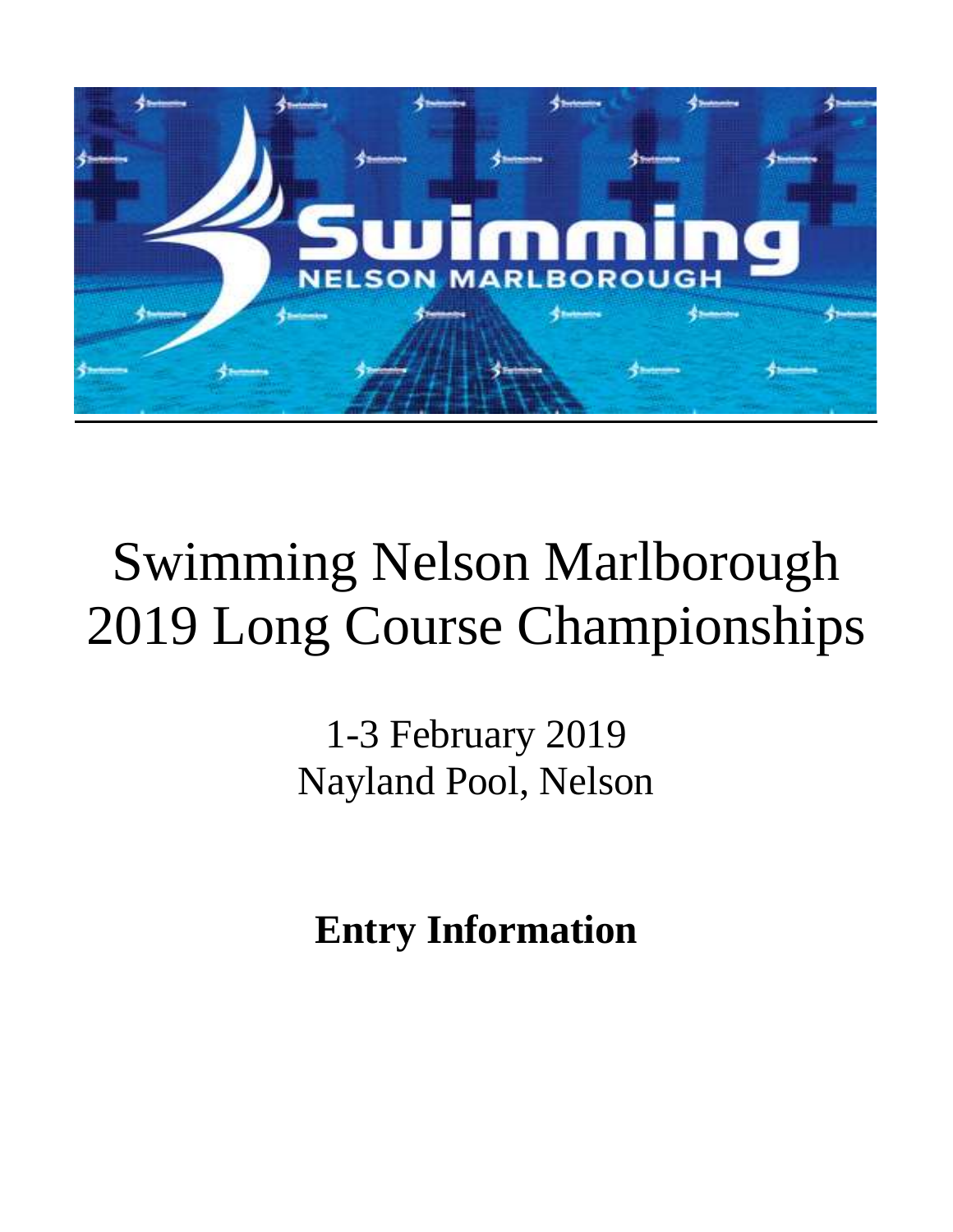# Swimming Nelson Marlborough 2019 Long Course Championships

1-3 February 2019
Nayland Pool, Nelson

**Entry Information**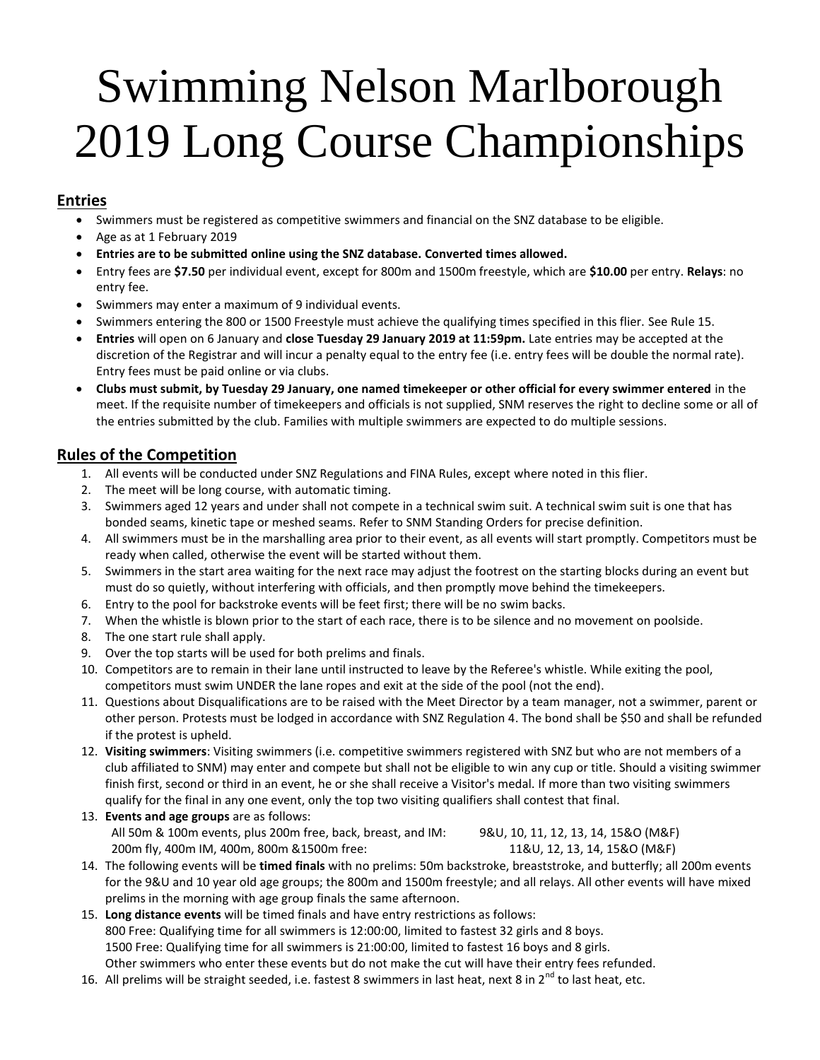// Swimming Nelson Marlborough 2019 Long Course Championships rules page

# Swimming Nelson Marlborough 2019 Long Course Championships

## Entries

- Swimmers must be registered as competitive swimmers and financial on the SNZ database to be eligible.
- Age as at 1 February 2019
- **Entries are to be submitted online using the SNZ database. Converted times allowed.**
- Entry fees are **$7.50** per individual event, except for 800m and 1500m freestyle, which are **$10.00** per entry. **Relays**: no entry fee.
- Swimmers may enter a maximum of 9 individual events.
- Swimmers entering the 800 or 1500 Freestyle must achieve the qualifying times specified in this flier. See Rule 15.
- **Entries** will open on 6 January and **close Tuesday 29 January 2019 at 11:59pm.** Late entries may be accepted at the discretion of the Registrar and will incur a penalty equal to the entry fee (i.e. entry fees will be double the normal rate). Entry fees must be paid online or via clubs.
- **Clubs must submit, by Tuesday 29 January, one named timekeeper or other official for every swimmer entered** in the meet. If the requisite number of timekeepers and officials is not supplied, SNM reserves the right to decline some or all of the entries submitted by the club. Families with multiple swimmers are expected to do multiple sessions.

## Rules of the Competition

1. All events will be conducted under SNZ Regulations and FINA Rules, except where noted in this flier.
2. The meet will be long course, with automatic timing.
3. Swimmers aged 12 years and under shall not compete in a technical swim suit. A technical swim suit is one that has bonded seams, kinetic tape or meshed seams. Refer to SNM Standing Orders for precise definition.
4. All swimmers must be in the marshalling area prior to their event, as all events will start promptly. Competitors must be ready when called, otherwise the event will be started without them.
5. Swimmers in the start area waiting for the next race may adjust the footrest on the starting blocks during an event but must do so quietly, without interfering with officials, and then promptly move behind the timekeepers.
6. Entry to the pool for backstroke events will be feet first; there will be no swim backs.
7. When the whistle is blown prior to the start of each race, there is to be silence and no movement on poolside.
8. The one start rule shall apply.
9. Over the top starts will be used for both prelims and finals.
10. Competitors are to remain in their lane until instructed to leave by the Referee's whistle. While exiting the pool, competitors must swim UNDER the lane ropes and exit at the side of the pool (not the end).
11. Questions about Disqualifications are to be raised with the Meet Director by a team manager, not a swimmer, parent or other person. Protests must be lodged in accordance with SNZ Regulation 4. The bond shall be $50 and shall be refunded if the protest is upheld.
12. **Visiting swimmers**: Visiting swimmers (i.e. competitive swimmers registered with SNZ but who are not members of a club affiliated to SNM) may enter and compete but shall not be eligible to win any cup or title. Should a visiting swimmer finish first, second or third in an event, he or she shall receive a Visitor's medal. If more than two visiting swimmers qualify for the final in any one event, only the top two visiting qualifiers shall contest that final.
13. **Events and age groups** are as follows:
    All 50m & 100m events, plus 200m free, back, breast, and IM: 9&U, 10, 11, 12, 13, 14, 15&O (M&F)
    200m fly, 400m IM, 400m, 800m &1500m free: 11&U, 12, 13, 14, 15&O (M&F)
14. The following events will be **timed finals** with no prelims: 50m backstroke, breaststroke, and butterfly; all 200m events for the 9&U and 10 year old age groups; the 800m and 1500m freestyle; and all relays. All other events will have mixed prelims in the morning with age group finals the same afternoon.
15. **Long distance events** will be timed finals and have entry restrictions as follows:
    800 Free: Qualifying time for all swimmers is 12:00:00, limited to fastest 32 girls and 8 boys.
    1500 Free: Qualifying time for all swimmers is 21:00:00, limited to fastest 16 boys and 8 girls.
    Other swimmers who enter these events but do not make the cut will have their entry fees refunded.
16. All prelims will be straight seeded, i.e. fastest 8 swimmers in last heat, next 8 in 2nd to last heat, etc.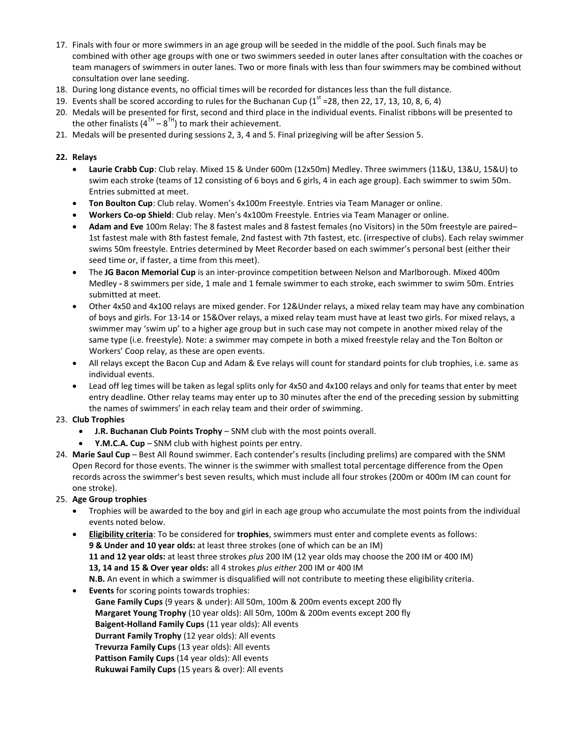17. Finals with four or more swimmers in an age group will be seeded in the middle of the pool. Such finals may be combined with other age groups with one or two swimmers seeded in outer lanes after consultation with the coaches or team managers of swimmers in outer lanes. Two or more finals with less than four swimmers may be combined without consultation over lane seeding.
18. During long distance events, no official times will be recorded for distances less than the full distance.
19. Events shall be scored according to rules for the Buchanan Cup (1st =28, then 22, 17, 13, 10, 8, 6, 4)
20. Medals will be presented for first, second and third place in the individual events. Finalist ribbons will be presented to the other finalists (4TH – 8TH) to mark their achievement.
21. Medals will be presented during sessions 2, 3, 4 and 5. Final prizegiving will be after Session 5.

**22. Relays**

- **Laurie Crabb Cup**: Club relay. Mixed 15 & Under 600m (12x50m) Medley. Three swimmers (11&U, 13&U, 15&U) to swim each stroke (teams of 12 consisting of 6 boys and 6 girls, 4 in each age group). Each swimmer to swim 50m. Entries submitted at meet.
- **Ton Boulton Cup**: Club relay. Women's 4x100m Freestyle. Entries via Team Manager or online.
- **Workers Co-op Shield**: Club relay. Men's 4x100m Freestyle. Entries via Team Manager or online.
- **Adam and Eve** 100m Relay: The 8 fastest males and 8 fastest females (no Visitors) in the 50m freestyle are paired– 1st fastest male with 8th fastest female, 2nd fastest with 7th fastest, etc. (irrespective of clubs). Each relay swimmer swims 50m freestyle. Entries determined by Meet Recorder based on each swimmer's personal best (either their seed time or, if faster, a time from this meet).
- The **JG Bacon Memorial Cup** is an inter-province competition between Nelson and Marlborough. Mixed 400m Medley **-** 8 swimmers per side, 1 male and 1 female swimmer to each stroke, each swimmer to swim 50m. Entries submitted at meet.
- Other 4x50 and 4x100 relays are mixed gender. For 12&Under relays, a mixed relay team may have any combination of boys and girls. For 13-14 or 15&Over relays, a mixed relay team must have at least two girls. For mixed relays, a swimmer may 'swim up' to a higher age group but in such case may not compete in another mixed relay of the same type (i.e. freestyle). Note: a swimmer may compete in both a mixed freestyle relay and the Ton Bolton or Workers' Coop relay, as these are open events.
- All relays except the Bacon Cup and Adam & Eve relays will count for standard points for club trophies, i.e. same as individual events.
- Lead off leg times will be taken as legal splits only for 4x50 and 4x100 relays and only for teams that enter by meet entry deadline. Other relay teams may enter up to 30 minutes after the end of the preceding session by submitting the names of swimmers' in each relay team and their order of swimming.

23. **Club Trophies**
    - **J.R. Buchanan Club Points Trophy** – SNM club with the most points overall.
    - **Y.M.C.A. Cup** – SNM club with highest points per entry.
24. **Marie Saul Cup** – Best All Round swimmer. Each contender's results (including prelims) are compared with the SNM Open Record for those events. The winner is the swimmer with smallest total percentage difference from the Open records across the swimmer's best seven results, which must include all four strokes (200m or 400m IM can count for one stroke).
25. **Age Group trophies**
    - Trophies will be awarded to the boy and girl in each age group who accumulate the most points from the individual events noted below.
    - <u>**Eligibility criteria**</u>: To be considered for **trophies**, swimmers must enter and complete events as follows:
      **9 & Under and 10 year olds:** at least three strokes (one of which can be an IM)
      **11 and 12 year olds:** at least three strokes *plus* 200 IM (12 year olds may choose the 200 IM or 400 IM)
      **13, 14 and 15 & Over year olds:** all 4 strokes *plus either* 200 IM or 400 IM
      **N.B.** An event in which a swimmer is disqualified will not contribute to meeting these eligibility criteria.
    - **Events** for scoring points towards trophies:
      **Gane Family Cups** (9 years & under): All 50m, 100m & 200m events except 200 fly
      **Margaret Young Trophy** (10 year olds): All 50m, 100m & 200m events except 200 fly
      **Baigent-Holland Family Cups** (11 year olds): All events
      **Durrant Family Trophy** (12 year olds): All events
      **Trevurza Family Cups** (13 year olds): All events
      **Pattison Family Cups** (14 year olds): All events
      **Rukuwai Family Cups** (15 years & over): All events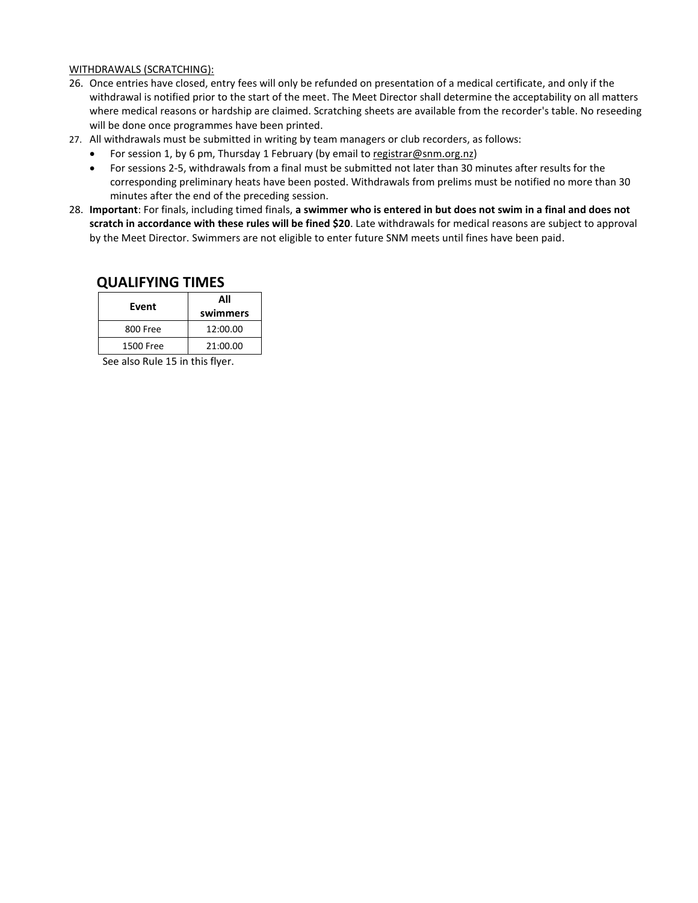WITHDRAWALS (SCRATCHING):

26. Once entries have closed, entry fees will only be refunded on presentation of a medical certificate, and only if the withdrawal is notified prior to the start of the meet. The Meet Director shall determine the acceptability on all matters where medical reasons or hardship are claimed. Scratching sheets are available from the recorder's table. No reseeding will be done once programmes have been printed.
27. All withdrawals must be submitted in writing by team managers or club recorders, as follows:
    - For session 1, by 6 pm, Thursday 1 February (by email to registrar@snm.org.nz)
    - For sessions 2-5, withdrawals from a final must be submitted not later than 30 minutes after results for the corresponding preliminary heats have been posted. Withdrawals from prelims must be notified no more than 30 minutes after the end of the preceding session.
28. **Important**: For finals, including timed finals, **a swimmer who is entered in but does not swim in a final and does not scratch in accordance with these rules will be fined $20**. Late withdrawals for medical reasons are subject to approval by the Meet Director. Swimmers are not eligible to enter future SNM meets until fines have been paid.

## QUALIFYING TIMES

| Event | All swimmers |
|---|---|
| 800 Free | 12:00.00 |
| 1500 Free | 21:00.00 |

See also Rule 15 in this flyer.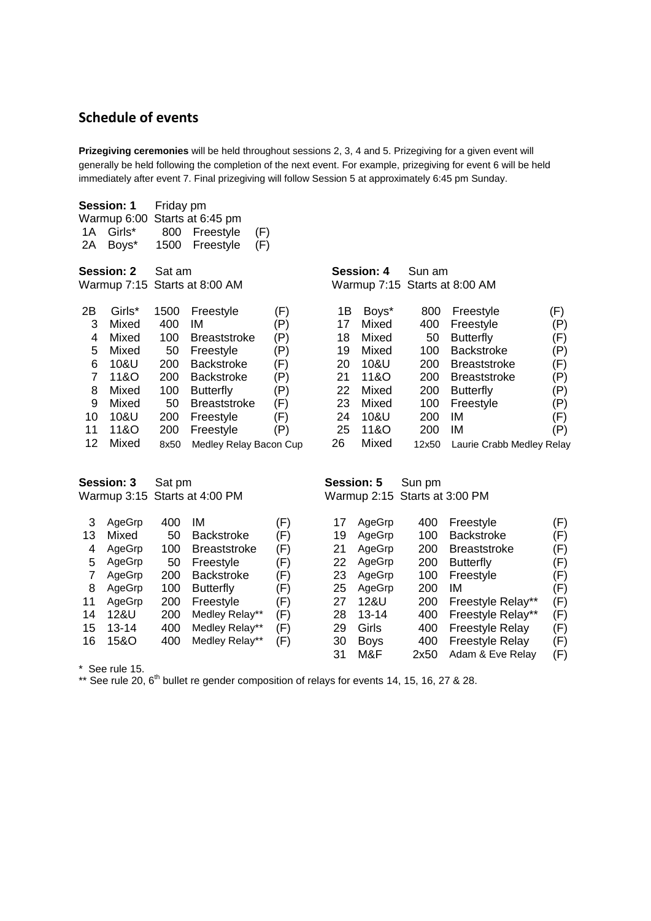## Schedule of events

**Prizegiving ceremonies** will be held throughout sessions 2, 3, 4 and 5. Prizegiving for a given event will generally be held following the completion of the next event. For example, prizegiving for event 6 will be held immediately after event 7. Final prizegiving will follow Session 5 at approximately 6:45 pm Sunday.

**Session: 1** Friday pm
Warmup 6:00 Starts at 6:45 pm

| | | | | |
|---|---|---|---|---|
| 1A | Girls* | 800 | Freestyle | (F) |
| 2A | Boys* | 1500 | Freestyle | (F) |

**Session: 2** Sat am
Warmup 7:15 Starts at 8:00 AM

| | | | | |
|---|---|---|---|---|
| 2B | Girls* | 1500 | Freestyle | (F) |
| 3 | Mixed | 400 | IM | (P) |
| 4 | Mixed | 100 | Breaststroke | (P) |
| 5 | Mixed | 50 | Freestyle | (P) |
| 6 | 10&U | 200 | Backstroke | (F) |
| 7 | 11&O | 200 | Backstroke | (P) |
| 8 | Mixed | 100 | Butterfly | (P) |
| 9 | Mixed | 50 | Breaststroke | (F) |
| 10 | 10&U | 200 | Freestyle | (F) |
| 11 | 11&O | 200 | Freestyle | (P) |
| 12 | Mixed | 8x50 | Medley Relay Bacon Cup | |

**Session: 3** Sat pm
Warmup 3:15 Starts at 4:00 PM

| | | | | |
|---|---|---|---|---|
| 3 | AgeGrp | 400 | IM | (F) |
| 13 | Mixed | 50 | Backstroke | (F) |
| 4 | AgeGrp | 100 | Breaststroke | (F) |
| 5 | AgeGrp | 50 | Freestyle | (F) |
| 7 | AgeGrp | 200 | Backstroke | (F) |
| 8 | AgeGrp | 100 | Butterfly | (F) |
| 11 | AgeGrp | 200 | Freestyle | (F) |
| 14 | 12&U | 200 | Medley Relay** | (F) |
| 15 | 13-14 | 400 | Medley Relay** | (F) |
| 16 | 15&O | 400 | Medley Relay** | (F) |

**Session: 4** Sun am
Warmup 7:15 Starts at 8:00 AM

| | | | | |
|---|---|---|---|---|
| 1B | Boys* | 800 | Freestyle | (F) |
| 17 | Mixed | 400 | Freestyle | (P) |
| 18 | Mixed | 50 | Butterfly | (F) |
| 19 | Mixed | 100 | Backstroke | (P) |
| 20 | 10&U | 200 | Breaststroke | (F) |
| 21 | 11&O | 200 | Breaststroke | (P) |
| 22 | Mixed | 200 | Butterfly | (P) |
| 23 | Mixed | 100 | Freestyle | (P) |
| 24 | 10&U | 200 | IM | (F) |
| 25 | 11&O | 200 | IM | (P) |
| 26 | Mixed | 12x50 | Laurie Crabb Medley Relay | |

**Session: 5** Sun pm
Warmup 2:15 Starts at 3:00 PM

| | | | | |
|---|---|---|---|---|
| 17 | AgeGrp | 400 | Freestyle | (F) |
| 19 | AgeGrp | 100 | Backstroke | (F) |
| 21 | AgeGrp | 200 | Breaststroke | (F) |
| 22 | AgeGrp | 200 | Butterfly | (F) |
| 23 | AgeGrp | 100 | Freestyle | (F) |
| 25 | AgeGrp | 200 | IM | (F) |
| 27 | 12&U | 200 | Freestyle Relay** | (F) |
| 28 | 13-14 | 400 | Freestyle Relay** | (F) |
| 29 | Girls | 400 | Freestyle Relay | (F) |
| 30 | Boys | 400 | Freestyle Relay | (F) |
| 31 | M&F | 2x50 | Adam & Eve Relay | (F) |

* See rule 15.
** See rule 20, 6th bullet re gender composition of relays for events 14, 15, 16, 27 & 28.